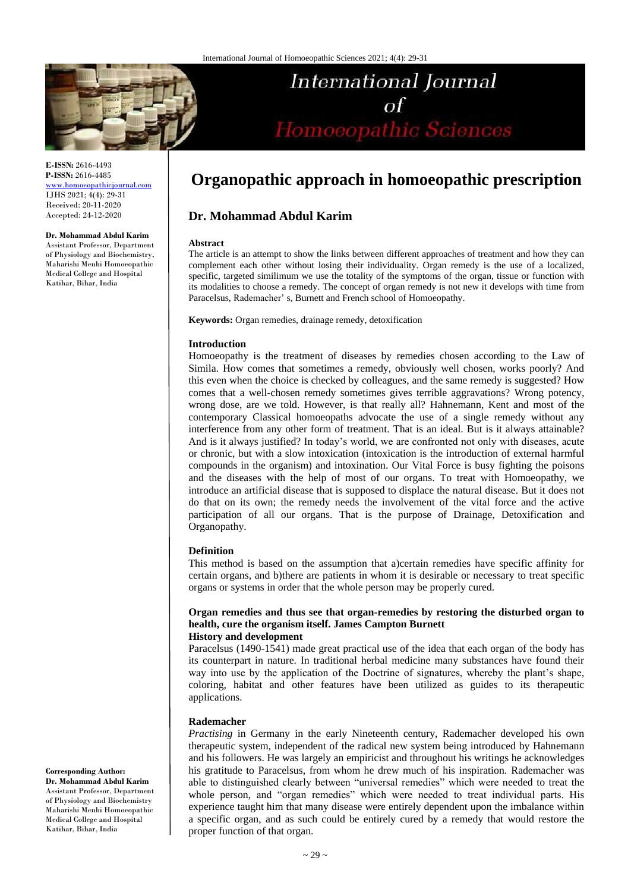# Organopathic approach in homoeopathic prescription

## Dr. Mohammad Abdul Karim

E-ISSN: 2616-4493
P-ISSN: 2616-4485
www.homoeopathicjournal.com
IJHS 2021; 4(4): 29-31
Received: 20-11-2020
Accepted: 24-12-2020

**Dr. Mohammad Abdul Karim**
Assistant Professor, Department of Physiology and Biochemistry, Maharishi Menhi Homoeopathic Medical College and Hospital Katihar, Bihar, India

**Corresponding Author:**
**Dr. Mohammad Abdul Karim**
Assistant Professor, Department of Physiology and Biochemistry Maharishi Menhi Homoeopathic Medical College and Hospital Katihar, Bihar, India

### Abstract

The article is an attempt to show the links between different approaches of treatment and how they can complement each other without losing their individuality. Organ remedy is the use of a localized, specific, targeted similimum we use the totality of the symptoms of the organ, tissue or function with its modalities to choose a remedy. The concept of organ remedy is not new it develops with time from Paracelsus, Rademacher' s, Burnett and French school of Homoeopathy.

**Keywords:** Organ remedies, drainage remedy, detoxification

### Introduction

Homoeopathy is the treatment of diseases by remedies chosen according to the Law of Simila. How comes that sometimes a remedy, obviously well chosen, works poorly? And this even when the choice is checked by colleagues, and the same remedy is suggested? How comes that a well-chosen remedy sometimes gives terrible aggravations? Wrong potency, wrong dose, are we told. However, is that really all? Hahnemann, Kent and most of the contemporary Classical homoeopaths advocate the use of a single remedy without any interference from any other form of treatment. That is an ideal. But is it always attainable? And is it always justified? In today's world, we are confronted not only with diseases, acute or chronic, but with a slow intoxication (intoxication is the introduction of external harmful compounds in the organism) and intoxination. Our Vital Force is busy fighting the poisons and the diseases with the help of most of our organs. To treat with Homoeopathy, we introduce an artificial disease that is supposed to displace the natural disease. But it does not do that on its own; the remedy needs the involvement of the vital force and the active participation of all our organs. That is the purpose of Drainage, Detoxification and Organopathy.

### Definition

This method is based on the assumption that a)certain remedies have specific affinity for certain organs, and b)there are patients in whom it is desirable or necessary to treat specific organs or systems in order that the whole person may be properly cured.

**Organ remedies and thus see that organ-remedies by restoring the disturbed organ to health, cure the organism itself. James Campton Burnett**

### History and development

Paracelsus (1490-1541) made great practical use of the idea that each organ of the body has its counterpart in nature. In traditional herbal medicine many substances have found their way into use by the application of the Doctrine of signatures, whereby the plant's shape, coloring, habitat and other features have been utilized as guides to its therapeutic applications.

### Rademacher

*Practising* in Germany in the early Nineteenth century, Rademacher developed his own therapeutic system, independent of the radical new system being introduced by Hahnemann and his followers. He was largely an empiricist and throughout his writings he acknowledges his gratitude to Paracelsus, from whom he drew much of his inspiration. Rademacher was able to distinguished clearly between "universal remedies" which were needed to treat the whole person, and "organ remedies" which were needed to treat individual parts. His experience taught him that many disease were entirely dependent upon the imbalance within a specific organ, and as such could be entirely cured by a remedy that would restore the proper function of that organ.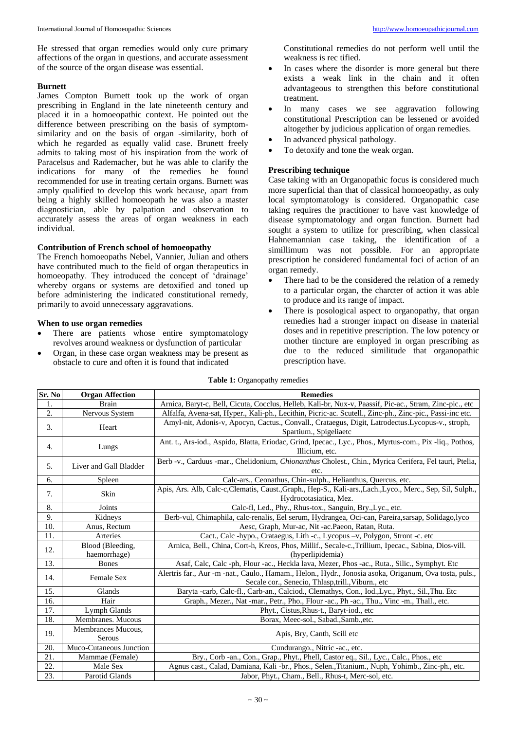He stressed that organ remedies would only cure primary affections of the organ in questions, and accurate assessment of the source of the organ disease was essential.

**Burnett**

James Compton Burnett took up the work of organ prescribing in England in the late nineteenth century and placed it in a homoeopathic context. He pointed out the difference between prescribing on the basis of symptom-similarity and on the basis of organ -similarity, both of which he regarded as equally valid case. Brunett freely admits to taking most of his inspiration from the work of Paracelsus and Rademacher, but he was able to clarify the indications for many of the remedies he found recommended for use in treating certain organs. Burnett was amply qualified to develop this work because, apart from being a highly skilled homoeopath he was also a master diagnostician, able by palpation and observation to accurately assess the areas of organ weakness in each individual.

**Contribution of French school of homoeopathy**

The French homoeopaths Nebel, Vannier, Julian and others have contributed much to the field of organ therapeutics in homoeopathy. They introduced the concept of 'drainage' whereby organs or systems are detoxified and toned up before administering the indicated constitutional remedy, primarily to avoid unnecessary aggravations.

**When to use organ remedies**

- There are patients whose entire symptomatology revolves around weakness or dysfunction of particular
- Organ, in these case organ weakness may be present as obstacle to cure and often it is found that indicated Constitutional remedies do not perform well until the weakness is rec tified.
- In cases where the disorder is more general but there exists a weak link in the chain and it often advantageous to strengthen this before constitutional treatment.
- In many cases we see aggravation following constitutional Prescription can be lessened or avoided altogether by judicious application of organ remedies.
- In advanced physical pathology.
- To detoxify and tone the weak organ.

**Prescribing technique**

Case taking with an Organopathic focus is considered much more superficial than that of classical homoeopathy, as only local symptomatology is considered. Organopathic case taking requires the practitioner to have vast knowledge of disease symptomatology and organ function. Burnett had sought a system to utilize for prescribing, when classical Hahnemannian case taking, the identification of a simillimum was not possible. For an appropriate prescription he considered fundamental foci of action of an organ remedy.

- There had to be the considered the relation of a remedy to a particular organ, the charcter of action it was able to produce and its range of impact.
- There is posological aspect to organopathy, that organ remedies had a stronger impact on disease in material doses and in repetitive prescription. The low potency or mother tincture are employed in organ prescribing as due to the reduced similitude that organopathic prescription have.

**Table 1:** Organopathy remedies

| Sr. No | Organ Affection | Remedies |
|---|---|---|
| 1. | Brain | Arnica, Baryt-c, Bell, Cicuta, Cocclus, Helleb, Kali-br, Nux-v, Paassif, Pic-ac., Stram, Zinc-pic., etc |
| 2. | Nervous System | Alfalfa, Avena-sat, Hyper., Kali-ph., Lecithin, Picric-ac. Scutell., Zinc-ph., Zinc-pic., Passi-inc etc. |
| 3. | Heart | Amyl-nit, Adonis-v, Apocyn, Cactus., Convall., Crataegus, Digit, Latrodectus.Lycopus-v., stroph, Spartium., Spigeliaetc |
| 4. | Lungs | Ant. t., Ars-iod., Aspido, Blatta, Eriodac, Grind, Ipecac., Lyc., Phos., Myrtus-com., Pix -liq., Pothos, Illicium, etc. |
| 5. | Liver and Gall Bladder | Berb -v., Carduus -mar., Chelidonium, *Chionanthus* Cholest., Chin., Myrica Cerifera, Fel tauri, Ptelia, etc. |
| 6. | Spleen | Calc-ars., Ceonathus, Chin-sulph., Helianthus, Quercus, etc. |
| 7. | Skin | Apis, Ars. Alb, Calc-c,Clematis, Caust.,Graph., Hep-S., Kali-ars.,Lach.,Lyco., Merc., Sep, Sil, Sulph., Hydrocotasiatica, Mez. |
| 8. | Joints | Calc-fl, Led., Phy., Rhus-tox., Sanguin, Bry.,Lyc., etc. |
| 9. | Kidneys | Berb-vul, Chimaphila, calc-renalis, Eel serum, Hydrangea, Oci-can, Pareira,sarsap, Solidago,lyco |
| 10. | Anus, Rectum | Aesc, Graph, Mur-ac, Nit -ac.Paeon, Ratan, Ruta. |
| 11. | Arteries | Cact., Calc -hypo., Crataegus, Lith -c., Lycopus –v, Polygon, Stront -c. etc |
| 12. | Blood (Bleeding, haemorrhage) | Arnica, Bell., China, Cort-h, Kreos, Phos, Millif., Secale-c.,Trillium, Ipecac., Sabina, Dios-vill. (hyperlipidemia) |
| 13. | Bones | Asaf, Calc, Calc -ph, Flour -ac., Heckla lava, Mezer, Phos -ac., Ruta., Silic., Symphyt. Etc |
| 14. | Female Sex | Alertris far., Aur -m -nat., Caulo., Hamam., Helon., Hydr., Jonosia asoka, Origanum, Ova tosta, puls., Secale cor., Senecio, Thlasp,trill.,Viburn., etc |
| 15. | Glands | Baryta -carb, Calc-fl., Carb-an., Calciod., Clemathys, Con., Iod.,Lyc., Phyt., Sil.,Thu. Etc |
| 16. | Hair | Graph., Mezer., Nat -mar., Petr., Pho., Flour -ac., Ph -ac., Thu., Vinc -m., Thall., etc. |
| 17. | Lymph Glands | Phyt., Cistus,Rhus-t., Baryt-iod., etc |
| 18. | Membranes. Mucous | Borax, Meec-sol., Sabad.,Samb.,etc. |
| 19. | Membrances Mucous, Serous | Apis, Bry, Canth, Scill etc |
| 20. | Muco-Cutaneous Junction | Cundurango., Nitric -ac., etc. |
| 21. | Mammae (Female) | Bry., Corb -an., Con., Grap., Phyt., Phell, Castor eq., Sil., Lyc., Calc., Phos., etc |
| 22. | Male Sex | Agnus cast., Calad, Damiana, Kali -br., Phos., Selen.,Titanium., Nuph, Yohimb., Zinc-ph., etc. |
| 23. | Parotid Glands | Jabor, Phyt., Cham., Bell., Rhus-t, Merc-sol, etc. |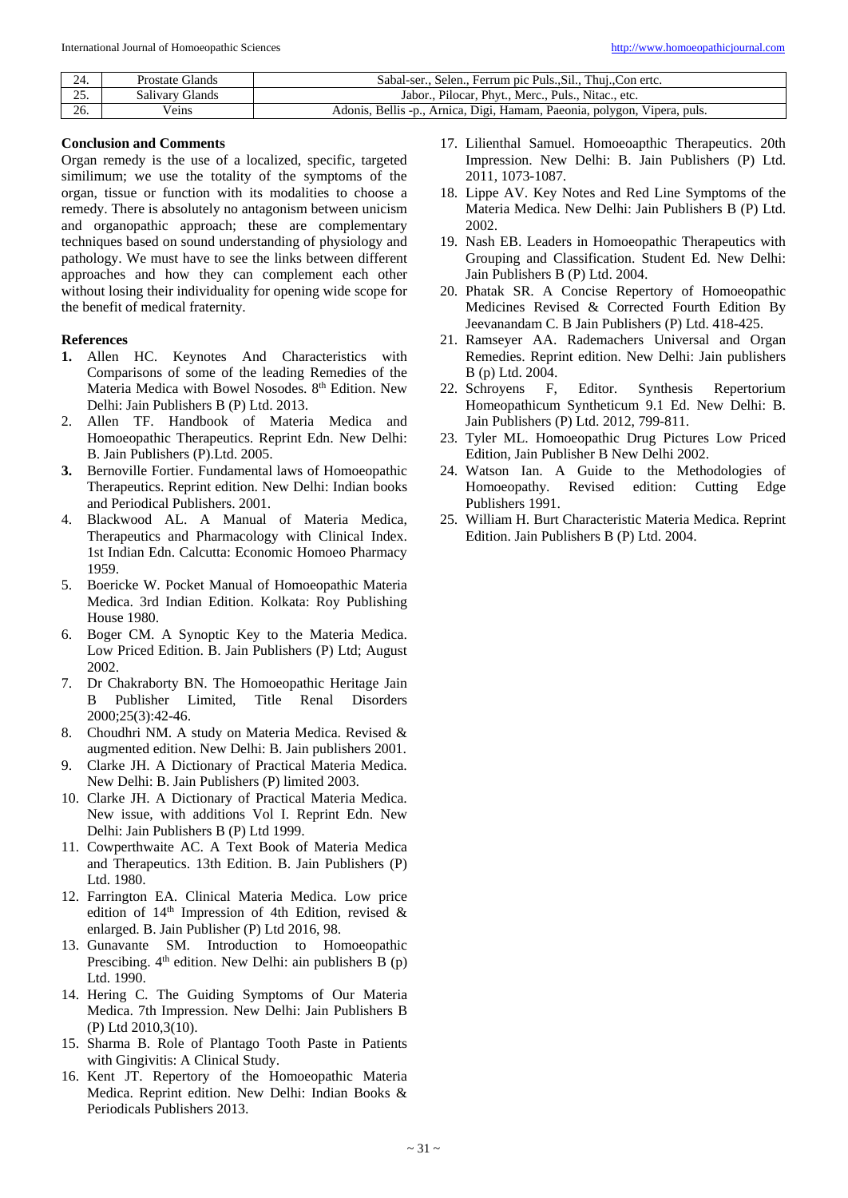| | | |
|---|---|---|
| 24. | Prostate Glands | Sabal-ser., Selen., Ferrum pic Puls.,Sil., Thuj.,Con ertc. |
| 25. | Salivary Glands | Jabor., Pilocar, Phyt., Merc., Puls., Nitac., etc. |
| 26. | Veins | Adonis, Bellis -p., Arnica, Digi, Hamam, Paeonia, polygon, Vipera, puls. |

**Conclusion and Comments**

Organ remedy is the use of a localized, specific, targeted similimum; we use the totality of the symptoms of the organ, tissue or function with its modalities to choose a remedy. There is absolutely no antagonism between unicism and organopathic approach; these are complementary techniques based on sound understanding of physiology and pathology. We must have to see the links between different approaches and how they can complement each other without losing their individuality for opening wide scope for the benefit of medical fraternity.

**References**

1. Allen HC. Keynotes And Characteristics with Comparisons of some of the leading Remedies of the Materia Medica with Bowel Nosodes. 8th Edition. New Delhi: Jain Publishers B (P) Ltd. 2013.
2. Allen TF. Handbook of Materia Medica and Homoeopathic Therapeutics. Reprint Edn. New Delhi: B. Jain Publishers (P).Ltd. 2005.
3. Bernoville Fortier. Fundamental laws of Homoeopathic Therapeutics. Reprint edition. New Delhi: Indian books and Periodical Publishers. 2001.
4. Blackwood AL. A Manual of Materia Medica, Therapeutics and Pharmacology with Clinical Index. 1st Indian Edn. Calcutta: Economic Homoeo Pharmacy 1959.
5. Boericke W. Pocket Manual of Homoeopathic Materia Medica. 3rd Indian Edition. Kolkata: Roy Publishing House 1980.
6. Boger CM. A Synoptic Key to the Materia Medica. Low Priced Edition. B. Jain Publishers (P) Ltd; August 2002.
7. Dr Chakraborty BN. The Homoeopathic Heritage Jain B Publisher Limited, Title Renal Disorders 2000;25(3):42-46.
8. Choudhri NM. A study on Materia Medica. Revised & augmented edition. New Delhi: B. Jain publishers 2001.
9. Clarke JH. A Dictionary of Practical Materia Medica. New Delhi: B. Jain Publishers (P) limited 2003.
10. Clarke JH. A Dictionary of Practical Materia Medica. New issue, with additions Vol I. Reprint Edn. New Delhi: Jain Publishers B (P) Ltd 1999.
11. Cowperthwaite AC. A Text Book of Materia Medica and Therapeutics. 13th Edition. B. Jain Publishers (P) Ltd. 1980.
12. Farrington EA. Clinical Materia Medica. Low price edition of 14th Impression of 4th Edition, revised & enlarged. B. Jain Publisher (P) Ltd 2016, 98.
13. Gunavante SM. Introduction to Homoeopathic Prescibing. 4th edition. New Delhi: ain publishers B (p) Ltd. 1990.
14. Hering C. The Guiding Symptoms of Our Materia Medica. 7th Impression. New Delhi: Jain Publishers B (P) Ltd 2010,3(10).
15. Sharma B. Role of Plantago Tooth Paste in Patients with Gingivitis: A Clinical Study.
16. Kent JT. Repertory of the Homoeopathic Materia Medica. Reprint edition. New Delhi: Indian Books & Periodicals Publishers 2013.
17. Lilienthal Samuel. Homoeoapthic Therapeutics. 20th Impression. New Delhi: B. Jain Publishers (P) Ltd. 2011, 1073-1087.
18. Lippe AV. Key Notes and Red Line Symptoms of the Materia Medica. New Delhi: Jain Publishers B (P) Ltd. 2002.
19. Nash EB. Leaders in Homoeopathic Therapeutics with Grouping and Classification. Student Ed. New Delhi: Jain Publishers B (P) Ltd. 2004.
20. Phatak SR. A Concise Repertory of Homoeopathic Medicines Revised & Corrected Fourth Edition By Jeevanandam C. B Jain Publishers (P) Ltd. 418-425.
21. Ramseyer AA. Rademachers Universal and Organ Remedies. Reprint edition. New Delhi: Jain publishers B (p) Ltd. 2004.
22. Schroyens F, Editor. Synthesis Repertorium Homeopathicum Syntheticum 9.1 Ed. New Delhi: B. Jain Publishers (P) Ltd. 2012, 799-811.
23. Tyler ML. Homoeopathic Drug Pictures Low Priced Edition, Jain Publisher B New Delhi 2002.
24. Watson Ian. A Guide to the Methodologies of Homoeopathy. Revised edition: Cutting Edge Publishers 1991.
25. William H. Burt Characteristic Materia Medica. Reprint Edition. Jain Publishers B (P) Ltd. 2004.